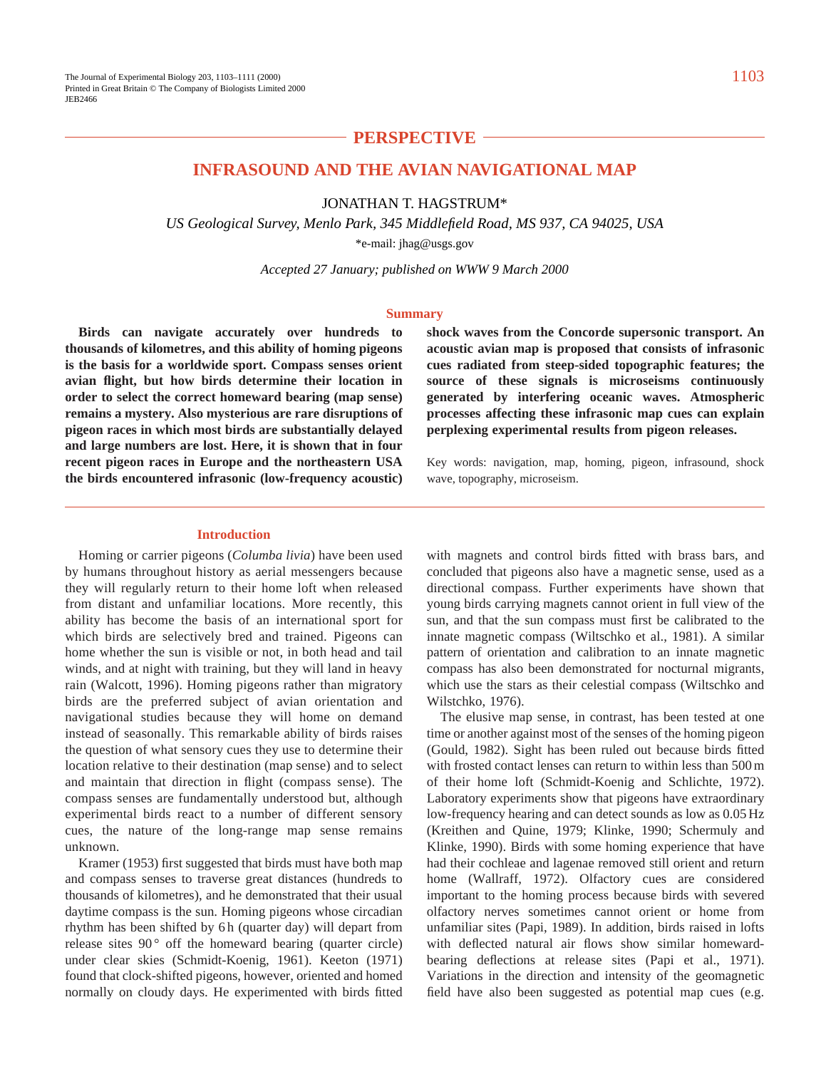## PERSPECTIVE

# INFRASOUND AND THE AVIAN NAVIGATIONAL MAP

JONATHAN T. HAGSTRUM*

*US Geological Survey, Menlo Park, 345 Middlefield Road, MS 937, CA 94025, USA*

*e-mail: jhag@usgs.gov

*Accepted 27 January; published on WWW 9 March 2000*

### Summary

**Birds can navigate accurately over hundreds to thousands of kilometres, and this ability of homing pigeons is the basis for a worldwide sport. Compass senses orient avian flight, but how birds determine their location in order to select the correct homeward bearing (map sense) remains a mystery. Also mysterious are rare disruptions of pigeon races in which most birds are substantially delayed and large numbers are lost. Here, it is shown that in four recent pigeon races in Europe and the northeastern USA the birds encountered infrasonic (low-frequency acoustic) shock waves from the Concorde supersonic transport. An acoustic avian map is proposed that consists of infrasonic cues radiated from steep-sided topographic features; the source of these signals is microseisms continuously generated by interfering oceanic waves. Atmospheric processes affecting these infrasonic map cues can explain perplexing experimental results from pigeon releases.**

Key words: navigation, map, homing, pigeon, infrasound, shock wave, topography, microseism.

### Introduction

Homing or carrier pigeons (*Columba livia*) have been used by humans throughout history as aerial messengers because they will regularly return to their home loft when released from distant and unfamiliar locations. More recently, this ability has become the basis of an international sport for which birds are selectively bred and trained. Pigeons can home whether the sun is visible or not, in both head and tail winds, and at night with training, but they will land in heavy rain (Walcott, 1996). Homing pigeons rather than migratory birds are the preferred subject of avian orientation and navigational studies because they will home on demand instead of seasonally. This remarkable ability of birds raises the question of what sensory cues they use to determine their location relative to their destination (map sense) and to select and maintain that direction in flight (compass sense). The compass senses are fundamentally understood but, although experimental birds react to a number of different sensory cues, the nature of the long-range map sense remains unknown.

Kramer (1953) first suggested that birds must have both map and compass senses to traverse great distances (hundreds to thousands of kilometres), and he demonstrated that their usual daytime compass is the sun. Homing pigeons whose circadian rhythm has been shifted by 6 h (quarter day) will depart from release sites 90° off the homeward bearing (quarter circle) under clear skies (Schmidt-Koenig, 1961). Keeton (1971) found that clock-shifted pigeons, however, oriented and homed normally on cloudy days. He experimented with birds fitted with magnets and control birds fitted with brass bars, and concluded that pigeons also have a magnetic sense, used as a directional compass. Further experiments have shown that young birds carrying magnets cannot orient in full view of the sun, and that the sun compass must first be calibrated to the innate magnetic compass (Wiltschko et al., 1981). A similar pattern of orientation and calibration to an innate magnetic compass has also been demonstrated for nocturnal migrants, which use the stars as their celestial compass (Wiltschko and Wilstchko, 1976).

The elusive map sense, in contrast, has been tested at one time or another against most of the senses of the homing pigeon (Gould, 1982). Sight has been ruled out because birds fitted with frosted contact lenses can return to within less than 500 m of their home loft (Schmidt-Koenig and Schlichte, 1972). Laboratory experiments show that pigeons have extraordinary low-frequency hearing and can detect sounds as low as 0.05 Hz (Kreithen and Quine, 1979; Klinke, 1990; Schermuly and Klinke, 1990). Birds with some homing experience that have had their cochleae and lagenae removed still orient and return home (Wallraff, 1972). Olfactory cues are considered important to the homing process because birds with severed olfactory nerves sometimes cannot orient or home from unfamiliar sites (Papi, 1989). In addition, birds raised in lofts with deflected natural air flows show similar homeward-bearing deflections at release sites (Papi et al., 1971). Variations in the direction and intensity of the geomagnetic field have also been suggested as potential map cues (e.g.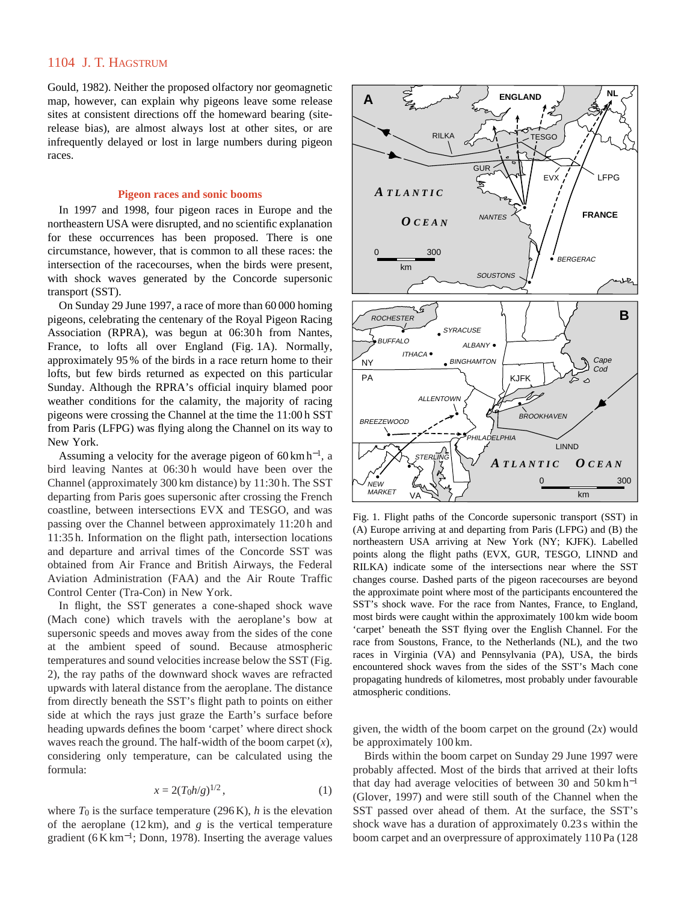Gould, 1982). Neither the proposed olfactory nor geomagnetic map, however, can explain why pigeons leave some release sites at consistent directions off the homeward bearing (site-release bias), are almost always lost at other sites, or are infrequently delayed or lost in large numbers during pigeon races.

## Pigeon races and sonic booms

In 1997 and 1998, four pigeon races in Europe and the northeastern USA were disrupted, and no scientific explanation for these occurrences has been proposed. There is one circumstance, however, that is common to all these races: the intersection of the racecourses, when the birds were present, with shock waves generated by the Concorde supersonic transport (SST).

On Sunday 29 June 1997, a race of more than 60 000 homing pigeons, celebrating the centenary of the Royal Pigeon Racing Association (RPRA), was begun at 06:30 h from Nantes, France, to lofts all over England (Fig. 1A). Normally, approximately 95 % of the birds in a race return home to their lofts, but few birds returned as expected on this particular Sunday. Although the RPRA's official inquiry blamed poor weather conditions for the calamity, the majority of racing pigeons were crossing the Channel at the time the 11:00 h SST from Paris (LFPG) was flying along the Channel on its way to New York.

Assuming a velocity for the average pigeon of $60\,\mathrm{km\,h^{-1}}$, a bird leaving Nantes at 06:30 h would have been over the Channel (approximately 300 km distance) by 11:30 h. The SST departing from Paris goes supersonic after crossing the French coastline, between intersections EVX and TESGO, and was passing over the Channel between approximately 11:20 h and 11:35 h. Information on the flight path, intersection locations and departure and arrival times of the Concorde SST was obtained from Air France and British Airways, the Federal Aviation Administration (FAA) and the Air Route Traffic Control Center (Tra-Con) in New York.

In flight, the SST generates a cone-shaped shock wave (Mach cone) which travels with the aeroplane's bow at supersonic speeds and moves away from the sides of the cone at the ambient speed of sound. Because atmospheric temperatures and sound velocities increase below the SST (Fig. 2), the ray paths of the downward shock waves are refracted upwards with lateral distance from the aeroplane. The distance from directly beneath the SST's flight path to points on either side at which the rays just graze the Earth's surface before heading upwards defines the boom 'carpet' where direct shock waves reach the ground. The half-width of the boom carpet ($x$), considering only temperature, can be calculated using the formula:

$$x = 2(T_0h/g)^{1/2}, \quad (1)$$

where $T_0$ is the surface temperature (296 K), $h$ is the elevation of the aeroplane (12 km), and $g$ is the vertical temperature gradient ($6\,\mathrm{K\,km^{-1}}$; Donn, 1978). Inserting the average values given, the width of the boom carpet on the ground ($2x$) would be approximately 100 km.

Fig. 1. Flight paths of the Concorde supersonic transport (SST) in (A) Europe arriving at and departing from Paris (LFPG) and (B) the northeastern USA arriving at New York (NY; KJFK). Labelled points along the flight paths (EVX, GUR, TESGO, LINND and RILKA) indicate some of the intersections near where the SST changes course. Dashed parts of the pigeon racecourses are beyond the approximate point where most of the participants encountered the SST's shock wave. For the race from Nantes, France, to England, most birds were caught within the approximately 100 km wide boom 'carpet' beneath the SST flying over the English Channel. For the race from Soustons, France, to the Netherlands (NL), and the two races in Virginia (VA) and Pennsylvania (PA), USA, the birds encountered shock waves from the sides of the SST's Mach cone propagating hundreds of kilometres, most probably under favourable atmospheric conditions.

Birds within the boom carpet on Sunday 29 June 1997 were probably affected. Most of the birds that arrived at their lofts that day had average velocities of between 30 and $50\,\mathrm{km\,h^{-1}}$ (Glover, 1997) and were still south of the Channel when the SST passed over ahead of them. At the surface, the SST's shock wave has a duration of approximately 0.23 s within the boom carpet and an overpressure of approximately 110 Pa (128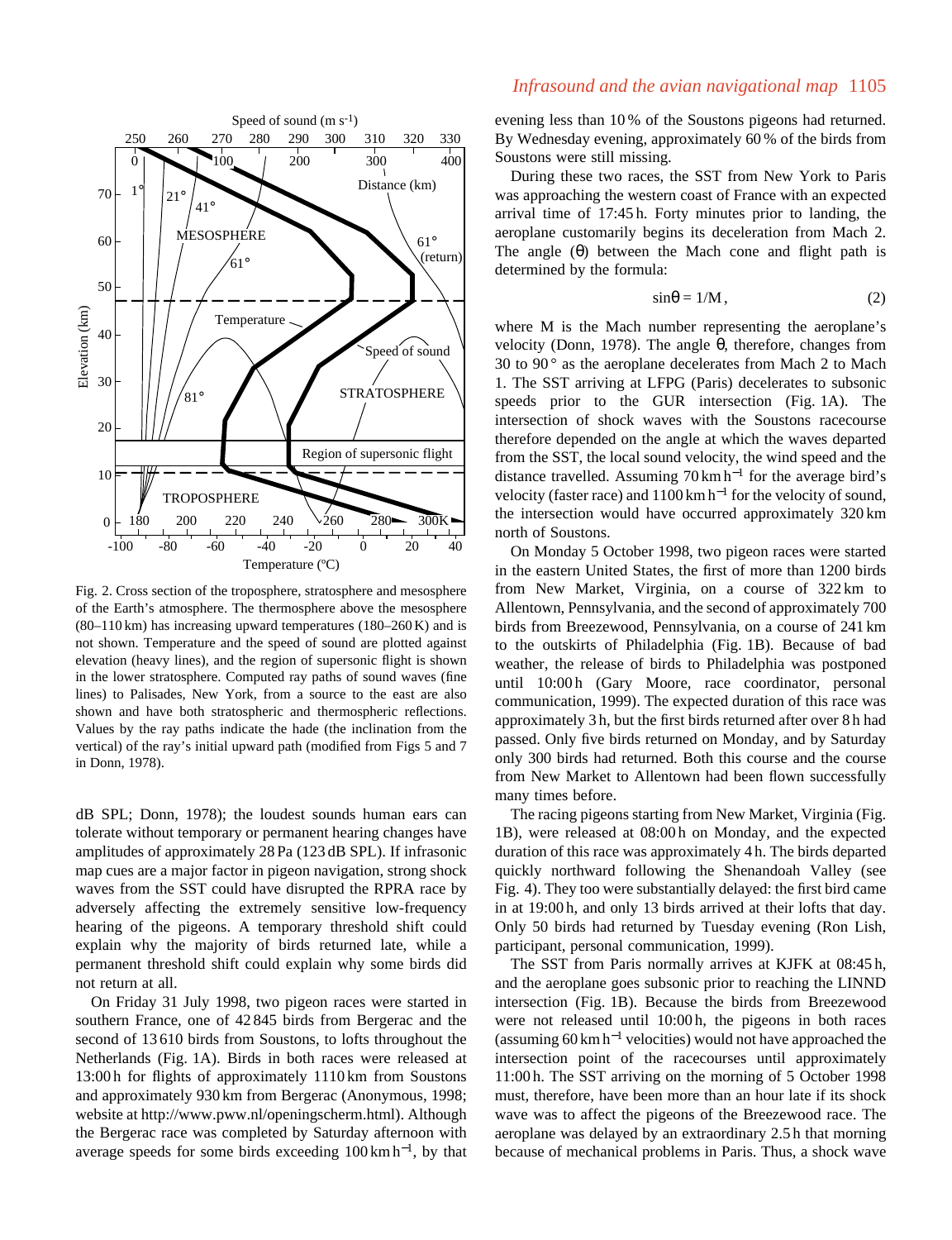Fig. 2. Cross section of the troposphere, stratosphere and mesosphere of the Earth's atmosphere. The thermosphere above the mesosphere (80–110 km) has increasing upward temperatures (180–260 K) and is not shown. Temperature and the speed of sound are plotted against elevation (heavy lines), and the region of supersonic flight is shown in the lower stratosphere. Computed ray paths of sound waves (fine lines) to Palisades, New York, from a source to the east are also shown and have both stratospheric and thermospheric reflections. Values by the ray paths indicate the hade (the inclination from the vertical) of the ray's initial upward path (modified from Figs 5 and 7 in Donn, 1978).

dB SPL; Donn, 1978); the loudest sounds human ears can tolerate without temporary or permanent hearing changes have amplitudes of approximately 28 Pa (123 dB SPL). If infrasonic map cues are a major factor in pigeon navigation, strong shock waves from the SST could have disrupted the RPRA race by adversely affecting the extremely sensitive low-frequency hearing of the pigeons. A temporary threshold shift could explain why the majority of birds returned late, while a permanent threshold shift could explain why some birds did not return at all.

On Friday 31 July 1998, two pigeon races were started in southern France, one of 42 845 birds from Bergerac and the second of 13 610 birds from Soustons, to lofts throughout the Netherlands (Fig. 1A). Birds in both races were released at 13:00 h for flights of approximately 1110 km from Soustons and approximately 930 km from Bergerac (Anonymous, 1998; website at http://www.pww.nl/openingscherm.html). Although the Bergerac race was completed by Saturday afternoon with average speeds for some birds exceeding 100 km h$^{-1}$, by that evening less than 10 % of the Soustons pigeons had returned. By Wednesday evening, approximately 60 % of the birds from Soustons were still missing.

During these two races, the SST from New York to Paris was approaching the western coast of France with an expected arrival time of 17:45 h. Forty minutes prior to landing, the aeroplane customarily begins its deceleration from Mach 2. The angle ($\theta$) between the Mach cone and flight path is determined by the formula:

$$\sin\theta = 1/M\,, \qquad (2)$$

where M is the Mach number representing the aeroplane's velocity (Donn, 1978). The angle $\theta$, therefore, changes from 30 to 90 ° as the aeroplane decelerates from Mach 2 to Mach 1. The SST arriving at LFPG (Paris) decelerates to subsonic speeds prior to the GUR intersection (Fig. 1A). The intersection of shock waves with the Soustons racecourse therefore depended on the angle at which the waves departed from the SST, the local sound velocity, the wind speed and the distance travelled. Assuming 70 km h$^{-1}$ for the average bird's velocity (faster race) and 1100 km h$^{-1}$ for the velocity of sound, the intersection would have occurred approximately 320 km north of Soustons.

On Monday 5 October 1998, two pigeon races were started in the eastern United States, the first of more than 1200 birds from New Market, Virginia, on a course of 322 km to Allentown, Pennsylvania, and the second of approximately 700 birds from Breezewood, Pennsylvania, on a course of 241 km to the outskirts of Philadelphia (Fig. 1B). Because of bad weather, the release of birds to Philadelphia was postponed until 10:00 h (Gary Moore, race coordinator, personal communication, 1999). The expected duration of this race was approximately 3 h, but the first birds returned after over 8 h had passed. Only five birds returned on Monday, and by Saturday only 300 birds had returned. Both this course and the course from New Market to Allentown had been flown successfully many times before.

The racing pigeons starting from New Market, Virginia (Fig. 1B), were released at 08:00 h on Monday, and the expected duration of this race was approximately 4 h. The birds departed quickly northward following the Shenandoah Valley (see Fig. 4). They too were substantially delayed: the first bird came in at 19:00 h, and only 13 birds arrived at their lofts that day. Only 50 birds had returned by Tuesday evening (Ron Lish, participant, personal communication, 1999).

The SST from Paris normally arrives at KJFK at 08:45 h, and the aeroplane goes subsonic prior to reaching the LINND intersection (Fig. 1B). Because the birds from Breezewood were not released until 10:00 h, the pigeons in both races (assuming 60 km h$^{-1}$ velocities) would not have approached the intersection point of the racecourses until approximately 11:00 h. The SST arriving on the morning of 5 October 1998 must, therefore, have been more than an hour late if its shock wave was to affect the pigeons of the Breezewood race. The aeroplane was delayed by an extraordinary 2.5 h that morning because of mechanical problems in Paris. Thus, a shock wave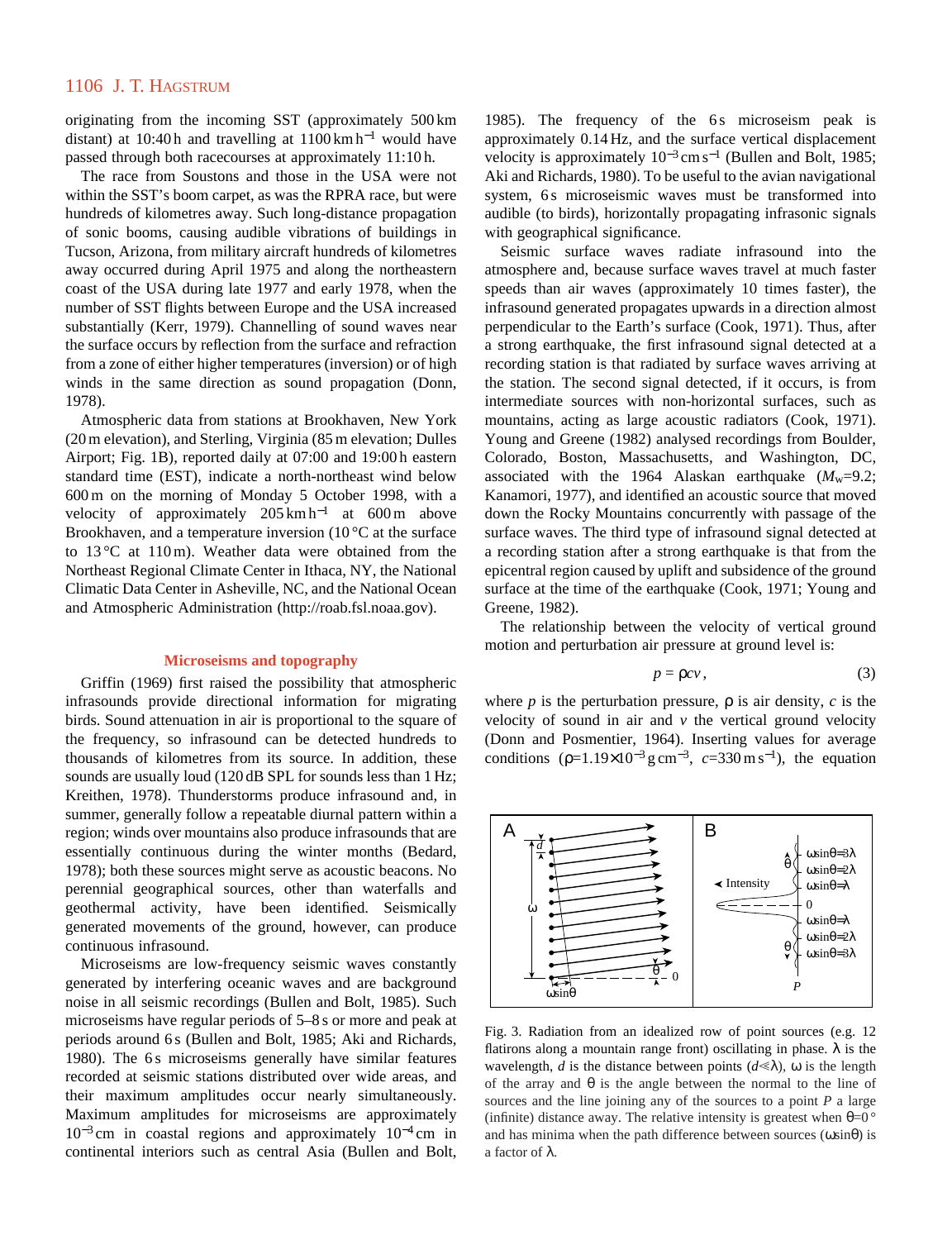originating from the incoming SST (approximately 500 km distant) at 10:40 h and travelling at 1100 km h$^{-1}$ would have passed through both racecourses at approximately 11:10 h.

The race from Soustons and those in the USA were not within the SST's boom carpet, as was the RPRA race, but were hundreds of kilometres away. Such long-distance propagation of sonic booms, causing audible vibrations of buildings in Tucson, Arizona, from military aircraft hundreds of kilometres away occurred during April 1975 and along the northeastern coast of the USA during late 1977 and early 1978, when the number of SST flights between Europe and the USA increased substantially (Kerr, 1979). Channelling of sound waves near the surface occurs by reflection from the surface and refraction from a zone of either higher temperatures (inversion) or of high winds in the same direction as sound propagation (Donn, 1978).

Atmospheric data from stations at Brookhaven, New York (20 m elevation), and Sterling, Virginia (85 m elevation; Dulles Airport; Fig. 1B), reported daily at 07:00 and 19:00 h eastern standard time (EST), indicate a north-northeast wind below 600 m on the morning of Monday 5 October 1998, with a velocity of approximately 205 km h$^{-1}$ at 600 m above Brookhaven, and a temperature inversion (10 °C at the surface to 13 °C at 110 m). Weather data were obtained from the Northeast Regional Climate Center in Ithaca, NY, the National Climatic Data Center in Asheville, NC, and the National Ocean and Atmospheric Administration (http://roab.fsl.noaa.gov).

## Microseisms and topography

Griffin (1969) first raised the possibility that atmospheric infrasounds provide directional information for migrating birds. Sound attenuation in air is proportional to the square of the frequency, so infrasound can be detected hundreds to thousands of kilometres from its source. In addition, these sounds are usually loud (120 dB SPL for sounds less than 1 Hz; Kreithen, 1978). Thunderstorms produce infrasound and, in summer, generally follow a repeatable diurnal pattern within a region; winds over mountains also produce infrasounds that are essentially continuous during the winter months (Bedard, 1978); both these sources might serve as acoustic beacons. No perennial geographical sources, other than waterfalls and geothermal activity, have been identified. Seismically generated movements of the ground, however, can produce continuous infrasound.

Microseisms are low-frequency seismic waves constantly generated by interfering oceanic waves and are background noise in all seismic recordings (Bullen and Bolt, 1985). Such microseisms have regular periods of 5–8 s or more and peak at periods around 6 s (Bullen and Bolt, 1985; Aki and Richards, 1980). The 6 s microseisms generally have similar features recorded at seismic stations distributed over wide areas, and their maximum amplitudes occur nearly simultaneously. Maximum amplitudes for microseisms are approximately $10^{-3}$ cm in coastal regions and approximately $10^{-4}$ cm in continental interiors such as central Asia (Bullen and Bolt, 1985). The frequency of the 6 s microseism peak is approximately 0.14 Hz, and the surface vertical displacement velocity is approximately $10^{-3}$ cm s$^{-1}$ (Bullen and Bolt, 1985; Aki and Richards, 1980). To be useful to the avian navigational system, 6 s microseismic waves must be transformed into audible (to birds), horizontally propagating infrasonic signals with geographical significance.

Seismic surface waves radiate infrasound into the atmosphere and, because surface waves travel at much faster speeds than air waves (approximately 10 times faster), the infrasound generated propagates upwards in a direction almost perpendicular to the Earth's surface (Cook, 1971). Thus, after a strong earthquake, the first infrasound signal detected at a recording station is that radiated by surface waves arriving at the station. The second signal detected, if it occurs, is from intermediate sources with non-horizontal surfaces, such as mountains, acting as large acoustic radiators (Cook, 1971). Young and Greene (1982) analysed recordings from Boulder, Colorado, Boston, Massachusetts, and Washington, DC, associated with the 1964 Alaskan earthquake ($M_w$=9.2; Kanamori, 1977), and identified an acoustic source that moved down the Rocky Mountains concurrently with passage of the surface waves. The third type of infrasound signal detected at a recording station after a strong earthquake is that from the epicentral region caused by uplift and subsidence of the ground surface at the time of the earthquake (Cook, 1971; Young and Greene, 1982).

The relationship between the velocity of vertical ground motion and perturbation air pressure at ground level is:

$$p = \rho c v\,, \tag{3}$$

where $p$ is the perturbation pressure, $\rho$ is air density, $c$ is the velocity of sound in air and $v$ the vertical ground velocity (Donn and Posmentier, 1964). Inserting values for average conditions ($\rho$=1.19×10$^{-3}$ g cm$^{-3}$, $c$=330 m s$^{-1}$), the equation

Fig. 3. Radiation from an idealized row of point sources (e.g. 12 flatirons along a mountain range front) oscillating in phase. $\lambda$ is the wavelength, $d$ is the distance between points ($d \ll \lambda$), $\omega$ is the length of the array and $\theta$ is the angle between the normal to the line of sources and the line joining any of the sources to a point $P$ a large (infinite) distance away. The relative intensity is greatest when $\theta$=0 ° and has minima when the path difference between sources ($\omega\sin\theta$) is a factor of $\lambda$.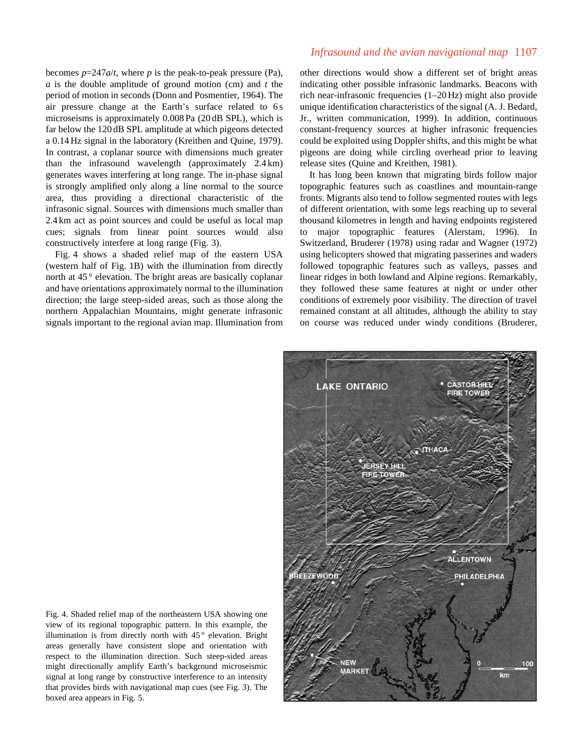becomes $p=247a/t$, where $p$ is the peak-to-peak pressure (Pa), $a$ is the double amplitude of ground motion (cm) and $t$ the period of motion in seconds (Donn and Posmentier, 1964). The air pressure change at the Earth's surface related to 6 s microseisms is approximately 0.008 Pa (20 dB SPL), which is far below the 120 dB SPL amplitude at which pigeons detected a 0.14 Hz signal in the laboratory (Kreithen and Quine, 1979). In contrast, a coplanar source with dimensions much greater than the infrasound wavelength (approximately 2.4 km) generates waves interfering at long range. The in-phase signal is strongly amplified only along a line normal to the source area, thus providing a directional characteristic of the infrasonic signal. Sources with dimensions much smaller than 2.4 km act as point sources and could be useful as local map cues; signals from linear point sources would also constructively interfere at long range (Fig. 3).

Fig. 4 shows a shaded relief map of the eastern USA (western half of Fig. 1B) with the illumination from directly north at 45° elevation. The bright areas are basically coplanar and have orientations approximately normal to the illumination direction; the large steep-sided areas, such as those along the northern Appalachian Mountains, might generate infrasonic signals important to the regional avian map. Illumination from other directions would show a different set of bright areas indicating other possible infrasonic landmarks. Beacons with rich near-infrasonic frequencies (1–20 Hz) might also provide unique identification characteristics of the signal (A. J. Bedard, Jr., written communication, 1999). In addition, continuous constant-frequency sources at higher infrasonic frequencies could be exploited using Doppler shifts, and this might be what pigeons are doing while circling overhead prior to leaving release sites (Quine and Kreithen, 1981).

It has long been known that migrating birds follow major topographic features such as coastlines and mountain-range fronts. Migrants also tend to follow segmented routes with legs of different orientation, with some legs reaching up to several thousand kilometres in length and having endpoints registered to major topographic features (Alerstam, 1996). In Switzerland, Bruderer (1978) using radar and Wagner (1972) using helicopters showed that migrating passerines and waders followed topographic features such as valleys, passes and linear ridges in both lowland and Alpine regions. Remarkably, they followed these same features at night or under other conditions of extremely poor visibility. The direction of travel remained constant at all altitudes, although the ability to stay on course was reduced under windy conditions (Bruderer,

Fig. 4. Shaded relief map of the northeastern USA showing one view of its regional topographic pattern. In this example, the illumination is from directly north with 45° elevation. Bright areas generally have consistent slope and orientation with respect to the illumination direction. Such steep-sided areas might directionally amplify Earth's background microseismic signal at long range by constructive interference to an intensity that provides birds with navigational map cues (see Fig. 3). The boxed area appears in Fig. 5.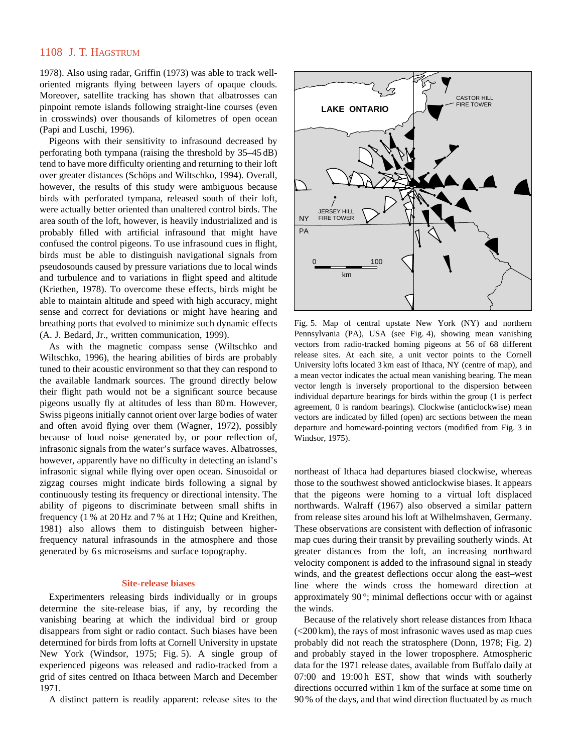1978). Also using radar, Griffin (1973) was able to track well-oriented migrants flying between layers of opaque clouds. Moreover, satellite tracking has shown that albatrosses can pinpoint remote islands following straight-line courses (even in crosswinds) over thousands of kilometres of open ocean (Papi and Luschi, 1996).

Pigeons with their sensitivity to infrasound decreased by perforating both tympana (raising the threshold by 35–45 dB) tend to have more difficulty orienting and returning to their loft over greater distances (Schöps and Wiltschko, 1994). Overall, however, the results of this study were ambiguous because birds with perforated tympana, released south of their loft, were actually better oriented than unaltered control birds. The area south of the loft, however, is heavily industrialized and is probably filled with artificial infrasound that might have confused the control pigeons. To use infrasound cues in flight, birds must be able to distinguish navigational signals from pseudosounds caused by pressure variations due to local winds and turbulence and to variations in flight speed and altitude (Kriethen, 1978). To overcome these effects, birds might be able to maintain altitude and speed with high accuracy, might sense and correct for deviations or might have hearing and breathing ports that evolved to minimize such dynamic effects (A. J. Bedard, Jr., written communication, 1999).

As with the magnetic compass sense (Wiltschko and Wiltschko, 1996), the hearing abilities of birds are probably tuned to their acoustic environment so that they can respond to the available landmark sources. The ground directly below their flight path would not be a significant source because pigeons usually fly at altitudes of less than 80 m. However, Swiss pigeons initially cannot orient over large bodies of water and often avoid flying over them (Wagner, 1972), possibly because of loud noise generated by, or poor reflection of, infrasonic signals from the water's surface waves. Albatrosses, however, apparently have no difficulty in detecting an island's infrasonic signal while flying over open ocean. Sinusoidal or zigzag courses might indicate birds following a signal by continuously testing its frequency or directional intensity. The ability of pigeons to discriminate between small shifts in frequency (1 % at 20 Hz and 7 % at 1 Hz; Quine and Kreithen, 1981) also allows them to distinguish between higher-frequency natural infrasounds in the atmosphere and those generated by 6 s microseisms and surface topography.

## Site-release biases

Experimenters releasing birds individually or in groups determine the site-release bias, if any, by recording the vanishing bearing at which the individual bird or group disappears from sight or radio contact. Such biases have been determined for birds from lofts at Cornell University in upstate New York (Windsor, 1975; Fig. 5). A single group of experienced pigeons was released and radio-tracked from a grid of sites centred on Ithaca between March and December 1971.

A distinct pattern is readily apparent: release sites to the northeast of Ithaca had departures biased clockwise, whereas those to the southwest showed anticlockwise biases. It appears that the pigeons were homing to a virtual loft displaced northwards. Walraff (1967) also observed a similar pattern from release sites around his loft at Wilhelmshaven, Germany. These observations are consistent with deflection of infrasonic map cues during their transit by prevailing southerly winds. At greater distances from the loft, an increasing northward velocity component is added to the infrasound signal in steady winds, and the greatest deflections occur along the east–west line where the winds cross the homeward direction at approximately 90 °; minimal deflections occur with or against the winds.

Fig. 5. Map of central upstate New York (NY) and northern Pennsylvania (PA), USA (see Fig. 4), showing mean vanishing vectors from radio-tracked homing pigeons at 56 of 68 different release sites. At each site, a unit vector points to the Cornell University lofts located 3 km east of Ithaca, NY (centre of map), and a mean vector indicates the actual mean vanishing bearing. The mean vector length is inversely proportional to the dispersion between individual departure bearings for birds within the group (1 is perfect agreement, 0 is random bearings). Clockwise (anticlockwise) mean vectors are indicated by filled (open) arc sections between the mean departure and homeward-pointing vectors (modified from Fig. 3 in Windsor, 1975).

Because of the relatively short release distances from Ithaca (<200 km), the rays of most infrasonic waves used as map cues probably did not reach the stratosphere (Donn, 1978; Fig. 2) and probably stayed in the lower troposphere. Atmospheric data for the 1971 release dates, available from Buffalo daily at 07:00 and 19:00 h EST, show that winds with southerly directions occurred within 1 km of the surface at some time on 90 % of the days, and that wind direction fluctuated by as much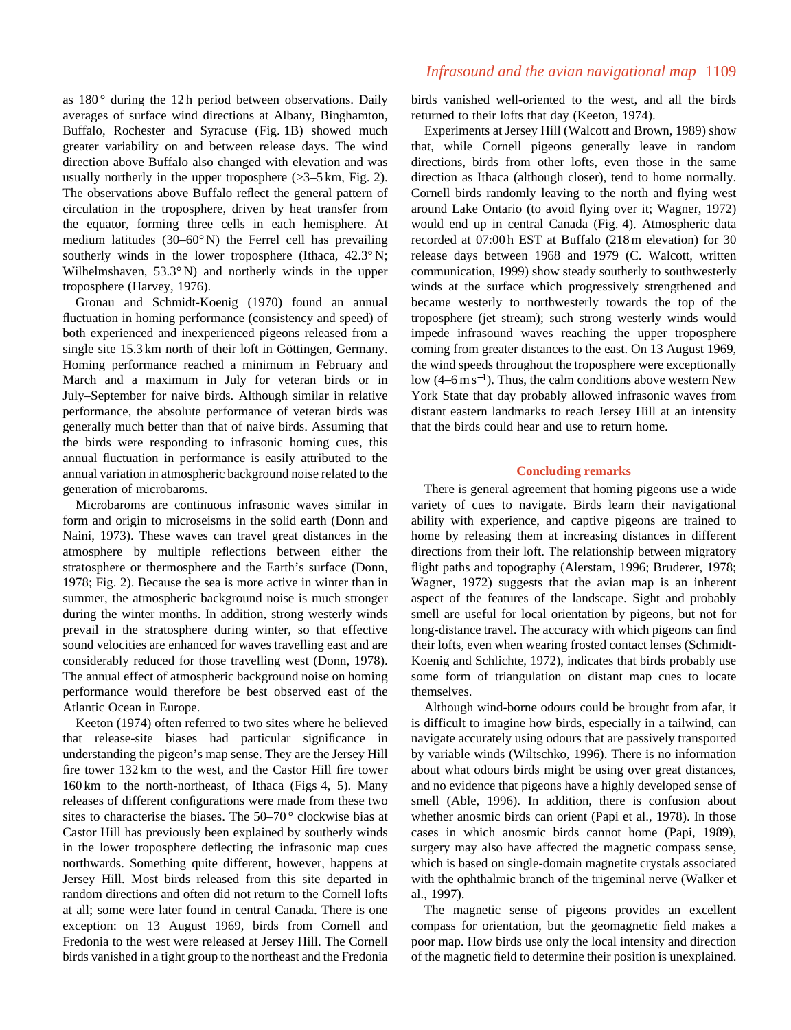as 180° during the 12 h period between observations. Daily averages of surface wind directions at Albany, Binghamton, Buffalo, Rochester and Syracuse (Fig. 1B) showed much greater variability on and between release days. The wind direction above Buffalo also changed with elevation and was usually northerly in the upper troposphere (>3–5 km, Fig. 2). The observations above Buffalo reflect the general pattern of circulation in the troposphere, driven by heat transfer from the equator, forming three cells in each hemisphere. At medium latitudes (30–60° N) the Ferrel cell has prevailing southerly winds in the lower troposphere (Ithaca, 42.3° N; Wilhelmshaven, 53.3° N) and northerly winds in the upper troposphere (Harvey, 1976).

Gronau and Schmidt-Koenig (1970) found an annual fluctuation in homing performance (consistency and speed) of both experienced and inexperienced pigeons released from a single site 15.3 km north of their loft in Göttingen, Germany. Homing performance reached a minimum in February and March and a maximum in July for veteran birds or in July–September for naive birds. Although similar in relative performance, the absolute performance of veteran birds was generally much better than that of naive birds. Assuming that the birds were responding to infrasonic homing cues, this annual fluctuation in performance is easily attributed to the annual variation in atmospheric background noise related to the generation of microbaroms.

Microbaroms are continuous infrasonic waves similar in form and origin to microseisms in the solid earth (Donn and Naini, 1973). These waves can travel great distances in the atmosphere by multiple reflections between either the stratosphere or thermosphere and the Earth's surface (Donn, 1978; Fig. 2). Because the sea is more active in winter than in summer, the atmospheric background noise is much stronger during the winter months. In addition, strong westerly winds prevail in the stratosphere during winter, so that effective sound velocities are enhanced for waves travelling east and are considerably reduced for those travelling west (Donn, 1978). The annual effect of atmospheric background noise on homing performance would therefore be best observed east of the Atlantic Ocean in Europe.

Keeton (1974) often referred to two sites where he believed that release-site biases had particular significance in understanding the pigeon's map sense. They are the Jersey Hill fire tower 132 km to the west, and the Castor Hill fire tower 160 km to the north-northeast, of Ithaca (Figs 4, 5). Many releases of different configurations were made from these two sites to characterise the biases. The 50–70° clockwise bias at Castor Hill has previously been explained by southerly winds in the lower troposphere deflecting the infrasonic map cues northwards. Something quite different, however, happens at Jersey Hill. Most birds released from this site departed in random directions and often did not return to the Cornell lofts at all; some were later found in central Canada. There is one exception: on 13 August 1969, birds from Cornell and Fredonia to the west were released at Jersey Hill. The Cornell birds vanished in a tight group to the northeast and the Fredonia birds vanished well-oriented to the west, and all the birds returned to their lofts that day (Keeton, 1974).

Experiments at Jersey Hill (Walcott and Brown, 1989) show that, while Cornell pigeons generally leave in random directions, birds from other lofts, even those in the same direction as Ithaca (although closer), tend to home normally. Cornell birds randomly leaving to the north and flying west around Lake Ontario (to avoid flying over it; Wagner, 1972) would end up in central Canada (Fig. 4). Atmospheric data recorded at 07:00 h EST at Buffalo (218 m elevation) for 30 release days between 1968 and 1979 (C. Walcott, written communication, 1999) show steady southerly to southwesterly winds at the surface which progressively strengthened and became westerly to northwesterly towards the top of the troposphere (jet stream); such strong westerly winds would impede infrasound waves reaching the upper troposphere coming from greater distances to the east. On 13 August 1969, the wind speeds throughout the troposphere were exceptionally low (4–6 m $s^{-1}$). Thus, the calm conditions above western New York State that day probably allowed infrasonic waves from distant eastern landmarks to reach Jersey Hill at an intensity that the birds could hear and use to return home.

## Concluding remarks

There is general agreement that homing pigeons use a wide variety of cues to navigate. Birds learn their navigational ability with experience, and captive pigeons are trained to home by releasing them at increasing distances in different directions from their loft. The relationship between migratory flight paths and topography (Alerstam, 1996; Bruderer, 1978; Wagner, 1972) suggests that the avian map is an inherent aspect of the features of the landscape. Sight and probably smell are useful for local orientation by pigeons, but not for long-distance travel. The accuracy with which pigeons can find their lofts, even when wearing frosted contact lenses (Schmidt-Koenig and Schlichte, 1972), indicates that birds probably use some form of triangulation on distant map cues to locate themselves.

Although wind-borne odours could be brought from afar, it is difficult to imagine how birds, especially in a tailwind, can navigate accurately using odours that are passively transported by variable winds (Wiltschko, 1996). There is no information about what odours birds might be using over great distances, and no evidence that pigeons have a highly developed sense of smell (Able, 1996). In addition, there is confusion about whether anosmic birds can orient (Papi et al., 1978). In those cases in which anosmic birds cannot home (Papi, 1989), surgery may also have affected the magnetic compass sense, which is based on single-domain magnetite crystals associated with the ophthalmic branch of the trigeminal nerve (Walker et al., 1997).

The magnetic sense of pigeons provides an excellent compass for orientation, but the geomagnetic field makes a poor map. How birds use only the local intensity and direction of the magnetic field to determine their position is unexplained.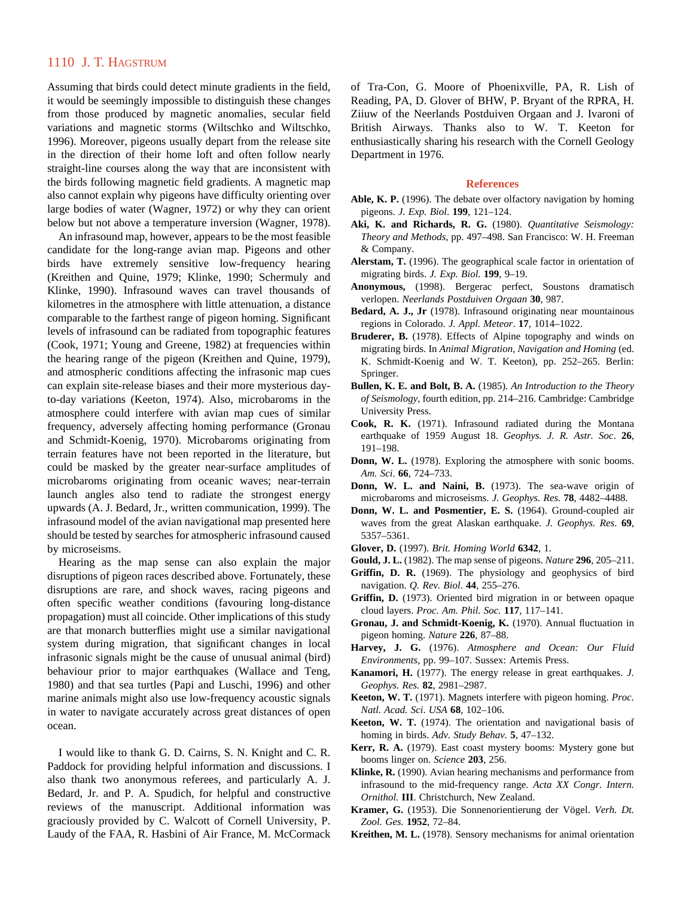Assuming that birds could detect minute gradients in the field, it would be seemingly impossible to distinguish these changes from those produced by magnetic anomalies, secular field variations and magnetic storms (Wiltschko and Wiltschko, 1996). Moreover, pigeons usually depart from the release site in the direction of their home loft and often follow nearly straight-line courses along the way that are inconsistent with the birds following magnetic field gradients. A magnetic map also cannot explain why pigeons have difficulty orienting over large bodies of water (Wagner, 1972) or why they can orient below but not above a temperature inversion (Wagner, 1978).

An infrasound map, however, appears to be the most feasible candidate for the long-range avian map. Pigeons and other birds have extremely sensitive low-frequency hearing (Kreithen and Quine, 1979; Klinke, 1990; Schermuly and Klinke, 1990). Infrasound waves can travel thousands of kilometres in the atmosphere with little attenuation, a distance comparable to the farthest range of pigeon homing. Significant levels of infrasound can be radiated from topographic features (Cook, 1971; Young and Greene, 1982) at frequencies within the hearing range of the pigeon (Kreithen and Quine, 1979), and atmospheric conditions affecting the infrasonic map cues can explain site-release biases and their more mysterious day-to-day variations (Keeton, 1974). Also, microbaroms in the atmosphere could interfere with avian map cues of similar frequency, adversely affecting homing performance (Gronau and Schmidt-Koenig, 1970). Microbaroms originating from terrain features have not been reported in the literature, but could be masked by the greater near-surface amplitudes of microbaroms originating from oceanic waves; near-terrain launch angles also tend to radiate the strongest energy upwards (A. J. Bedard, Jr., written communication, 1999). The infrasound model of the avian navigational map presented here should be tested by searches for atmospheric infrasound caused by microseisms.

Hearing as the map sense can also explain the major disruptions of pigeon races described above. Fortunately, these disruptions are rare, and shock waves, racing pigeons and often specific weather conditions (favouring long-distance propagation) must all coincide. Other implications of this study are that monarch butterflies might use a similar navigational system during migration, that significant changes in local infrasonic signals might be the cause of unusual animal (bird) behaviour prior to major earthquakes (Wallace and Teng, 1980) and that sea turtles (Papi and Luschi, 1996) and other marine animals might also use low-frequency acoustic signals in water to navigate accurately across great distances of open ocean.

I would like to thank G. D. Cairns, S. N. Knight and C. R. Paddock for providing helpful information and discussions. I also thank two anonymous referees, and particularly A. J. Bedard, Jr. and P. A. Spudich, for helpful and constructive reviews of the manuscript. Additional information was graciously provided by C. Walcott of Cornell University, P. Laudy of the FAA, R. Hasbini of Air France, M. McCormack of Tra-Con, G. Moore of Phoenixville, PA, R. Lish of Reading, PA, D. Glover of BHW, P. Bryant of the RPRA, H. Ziiuw of the Neerlands Postduiven Orgaan and J. Ivaroni of British Airways. Thanks also to W. T. Keeton for enthusiastically sharing his research with the Cornell Geology Department in 1976.

## References

**Able, K. P.** (1996). The debate over olfactory navigation by homing pigeons. *J. Exp. Biol*. **199**, 121–124.

**Aki, K. and Richards, R. G.** (1980). *Quantitative Seismology: Theory and Methods*, pp. 497–498. San Francisco: W. H. Freeman & Company.

**Alerstam, T.** (1996). The geographical scale factor in orientation of migrating birds. *J. Exp. Biol.* **199**, 9–19.

**Anonymous,** (1998). Bergerac perfect, Soustons dramatisch verlopen. *Neerlands Postduiven Orgaan* **30**, 987.

**Bedard, A. J., Jr** (1978). Infrasound originating near mountainous regions in Colorado. *J. Appl. Meteor*. **17**, 1014–1022.

**Bruderer, B.** (1978). Effects of Alpine topography and winds on migrating birds. In *Animal Migration, Navigation and Homing* (ed. K. Schmidt-Koenig and W. T. Keeton), pp. 252–265. Berlin: Springer.

**Bullen, K. E. and Bolt, B. A.** (1985). *An Introduction to the Theory of Seismology*, fourth edition, pp. 214–216. Cambridge: Cambridge University Press.

**Cook, R. K.** (1971). Infrasound radiated during the Montana earthquake of 1959 August 18. *Geophys. J. R. Astr. Soc*. **26**, 191–198.

**Donn, W. L.** (1978). Exploring the atmosphere with sonic booms. *Am. Sci*. **66**, 724–733.

**Donn, W. L. and Naini, B.** (1973). The sea-wave origin of microbaroms and microseisms. *J. Geophys. Res.* **78**, 4482–4488.

**Donn, W. L. and Posmentier, E. S.** (1964). Ground-coupled air waves from the great Alaskan earthquake. *J. Geophys. Res*. **69**, 5357–5361.

**Glover, D.** (1997). *Brit. Homing World* **6342**, 1.

**Gould, J. L.** (1982). The map sense of pigeons. *Nature* **296**, 205–211.

**Griffin, D. R.** (1969). The physiology and geophysics of bird navigation. *Q. Rev. Biol*. **44**, 255–276.

**Griffin, D.** (1973). Oriented bird migration in or between opaque cloud layers. *Proc. Am. Phil. Soc.* **117**, 117–141.

**Gronau, J. and Schmidt-Koenig, K.** (1970). Annual fluctuation in pigeon homing. *Nature* **226**, 87–88.

**Harvey, J. G.** (1976). *Atmosphere and Ocean: Our Fluid Environments*, pp. 99–107. Sussex: Artemis Press.

**Kanamori, H.** (1977). The energy release in great earthquakes. *J. Geophys. Res.* **82**, 2981–2987.

**Keeton, W. T.** (1971). Magnets interfere with pigeon homing. *Proc. Natl. Acad. Sci. USA* **68**, 102–106.

**Keeton, W. T.** (1974). The orientation and navigational basis of homing in birds. *Adv. Study Behav.* **5**, 47–132.

**Kerr, R. A.** (1979). East coast mystery booms: Mystery gone but booms linger on. *Science* **203**, 256.

**Klinke, R.** (1990). Avian hearing mechanisms and performance from infrasound to the mid-frequency range. *Acta XX Congr. Intern. Ornithol.* **III**. Christchurch, New Zealand.

**Kramer, G.** (1953). Die Sonnenorientierung der Vögel. *Verh. Dt. Zool. Ges.* **1952**, 72–84.

**Kreithen, M. L.** (1978). Sensory mechanisms for animal orientation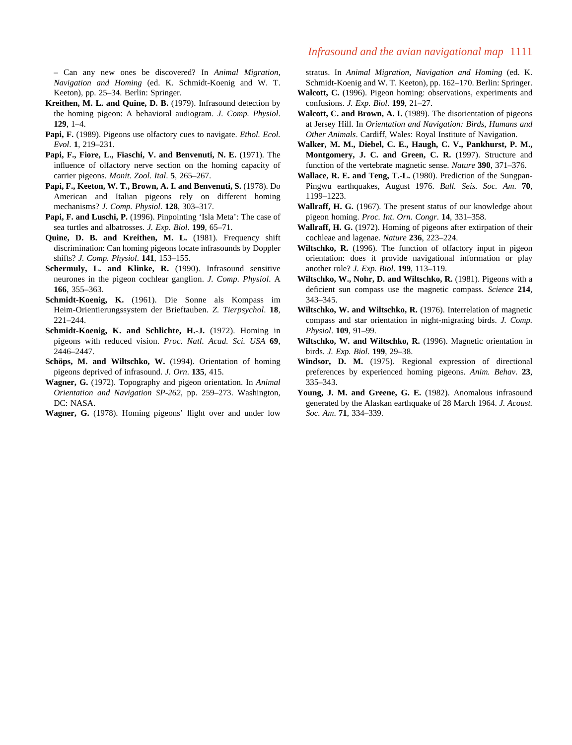– Can any new ones be discovered? In *Animal Migration, Navigation and Homing* (ed. K. Schmidt-Koenig and W. T. Keeton), pp. 25–34. Berlin: Springer.

**Kreithen, M. L. and Quine, D. B.** (1979). Infrasound detection by the homing pigeon: A behavioral audiogram. *J. Comp. Physiol*. **129**, 1–4.

**Papi, F.** (1989). Pigeons use olfactory cues to navigate. *Ethol. Ecol. Evol*. **1**, 219–231.

**Papi, F., Fiore, L., Fiaschi, V. and Benvenuti, N. E.** (1971). The influence of olfactory nerve section on the homing capacity of carrier pigeons. *Monit. Zool. Ital*. **5**, 265–267.

**Papi, F., Keeton, W. T., Brown, A. I. and Benvenuti, S.** (1978). Do American and Italian pigeons rely on different homing mechanisms? *J. Comp. Physiol*. **128**, 303–317.

**Papi, F. and Luschi, P.** (1996). Pinpointing 'Isla Meta': The case of sea turtles and albatrosses. *J. Exp. Biol*. **199**, 65–71.

**Quine, D. B. and Kreithen, M. L.** (1981). Frequency shift discrimination: Can homing pigeons locate infrasounds by Doppler shifts? *J. Comp. Physiol*. **141**, 153–155.

**Schermuly, L. and Klinke, R.** (1990). Infrasound sensitive neurones in the pigeon cochlear ganglion. *J. Comp. Physiol*. A **166**, 355–363.

**Schmidt-Koenig, K.** (1961). Die Sonne als Kompass im Heim-Orientierungssystem der Brieftauben. *Z. Tierpsychol*. **18**, 221–244.

**Schmidt-Koenig, K. and Schlichte, H.-J.** (1972). Homing in pigeons with reduced vision. *Proc. Natl. Acad. Sci. USA* **69**, 2446–2447.

**Schöps, M. and Wiltschko, W.** (1994). Orientation of homing pigeons deprived of infrasound. *J. Orn*. **135**, 415.

**Wagner, G.** (1972). Topography and pigeon orientation. In *Animal Orientation and Navigation SP-262*, pp. 259–273. Washington, DC: NASA.

**Wagner, G.** (1978). Homing pigeons' flight over and under low stratus. In *Animal Migration, Navigation and Homing* (ed. K. Schmidt-Koenig and W. T. Keeton), pp. 162–170. Berlin: Springer.

**Walcott, C.** (1996). Pigeon homing: observations, experiments and confusions. *J. Exp. Biol*. **199**, 21–27.

**Walcott, C. and Brown, A. I.** (1989). The disorientation of pigeons at Jersey Hill. In *Orientation and Navigation: Birds, Humans and Other Animals*. Cardiff, Wales: Royal Institute of Navigation.

**Walker, M. M., Diebel, C. E., Haugh, C. V., Pankhurst, P. M., Montgomery, J. C. and Green, C. R.** (1997). Structure and function of the vertebrate magnetic sense. *Nature* **390**, 371–376.

**Wallace, R. E. and Teng, T.-L.** (1980). Prediction of the Sungpan-Pingwu earthquakes, August 1976. *Bull. Seis. Soc. Am*. **70**, 1199–1223.

**Wallraff, H. G.** (1967). The present status of our knowledge about pigeon homing. *Proc. Int. Orn. Congr*. **14**, 331–358.

**Wallraff, H. G.** (1972). Homing of pigeons after extirpation of their cochleae and lagenae. *Nature* **236**, 223–224.

**Wiltschko, R.** (1996). The function of olfactory input in pigeon orientation: does it provide navigational information or play another role? *J. Exp. Biol*. **199**, 113–119.

**Wiltschko, W., Nohr, D. and Wiltschko, R.** (1981). Pigeons with a deficient sun compass use the magnetic compass. *Science* **214**, 343–345.

**Wiltschko, W. and Wiltschko, R.** (1976). Interrelation of magnetic compass and star orientation in night-migrating birds. *J. Comp. Physiol*. **109**, 91–99.

**Wiltschko, W. and Wiltschko, R.** (1996). Magnetic orientation in birds. *J. Exp. Biol*. **199**, 29–38.

**Windsor, D. M.** (1975). Regional expression of directional preferences by experienced homing pigeons. *Anim. Behav*. **23**, 335–343.

**Young, J. M. and Greene, G. E.** (1982). Anomalous infrasound generated by the Alaskan earthquake of 28 March 1964. *J. Acoust. Soc. Am*. **71**, 334–339.